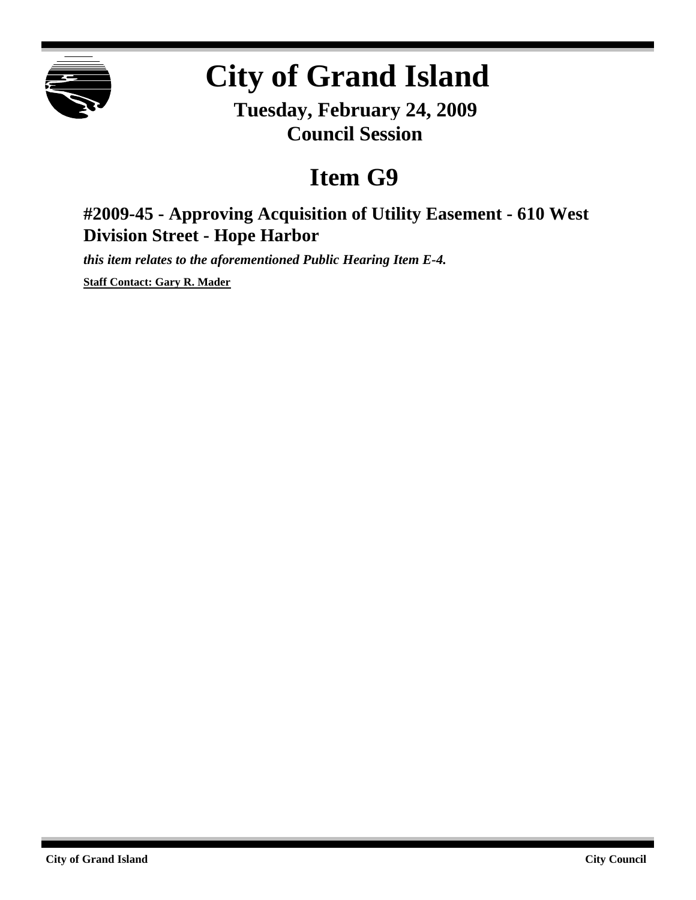# City of Grand Island

**Tuesday, February 24, 2009**
**Council Session**

## Item G9

### #2009-45 - Approving Acquisition of Utility Easement - 610 West Division Street - Hope Harbor

***this item relates to the aforementioned Public Hearing Item E-4.***

**Staff Contact: Gary R. Mader**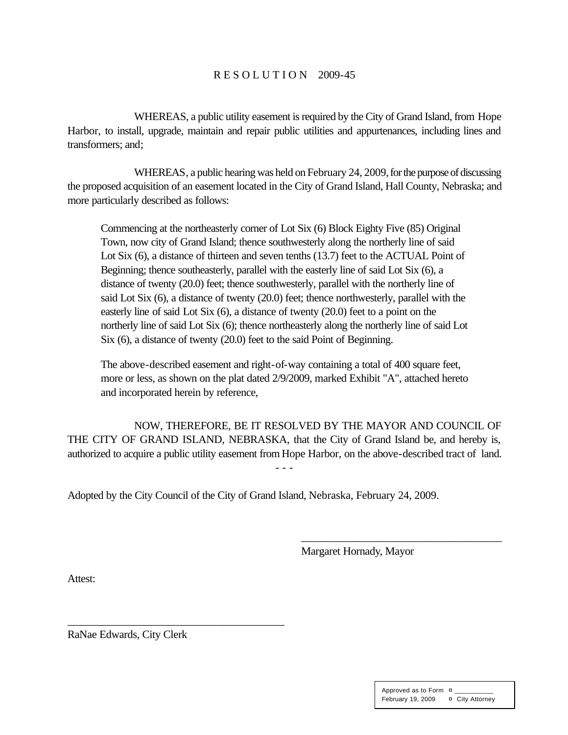# R E S O L U T I O N 2009-45

WHEREAS, a public utility easement is required by the City of Grand Island, from Hope Harbor, to install, upgrade, maintain and repair public utilities and appurtenances, including lines and transformers; and;

WHEREAS, a public hearing was held on February 24, 2009, for the purpose of discussing the proposed acquisition of an easement located in the City of Grand Island, Hall County, Nebraska; and more particularly described as follows:

> Commencing at the northeasterly corner of Lot Six (6) Block Eighty Five (85) Original Town, now city of Grand Island; thence southwesterly along the northerly line of said Lot Six (6), a distance of thirteen and seven tenths (13.7) feet to the ACTUAL Point of Beginning; thence southeasterly, parallel with the easterly line of said Lot Six (6), a distance of twenty (20.0) feet; thence southwesterly, parallel with the northerly line of said Lot Six (6), a distance of twenty (20.0) feet; thence northwesterly, parallel with the easterly line of said Lot Six (6), a distance of twenty (20.0) feet to a point on the northerly line of said Lot Six (6); thence northeasterly along the northerly line of said Lot Six (6), a distance of twenty (20.0) feet to the said Point of Beginning.
>
> The above-described easement and right-of-way containing a total of 400 square feet, more or less, as shown on the plat dated 2/9/2009, marked Exhibit "A", attached hereto and incorporated herein by reference,

NOW, THEREFORE, BE IT RESOLVED BY THE MAYOR AND COUNCIL OF THE CITY OF GRAND ISLAND, NEBRASKA, that the City of Grand Island be, and hereby is, authorized to acquire a public utility easement from Hope Harbor, on the above-described tract of land.

- - -

Adopted by the City Council of the City of Grand Island, Nebraska, February 24, 2009.

_______________________________________
Margaret Hornady, Mayor

Attest:

_______________________________________
RaNae Edwards, City Clerk

| Approved as to Form | ¤ __________ |
| --- | --- |
| February 19, 2009 | ¤ City Attorney |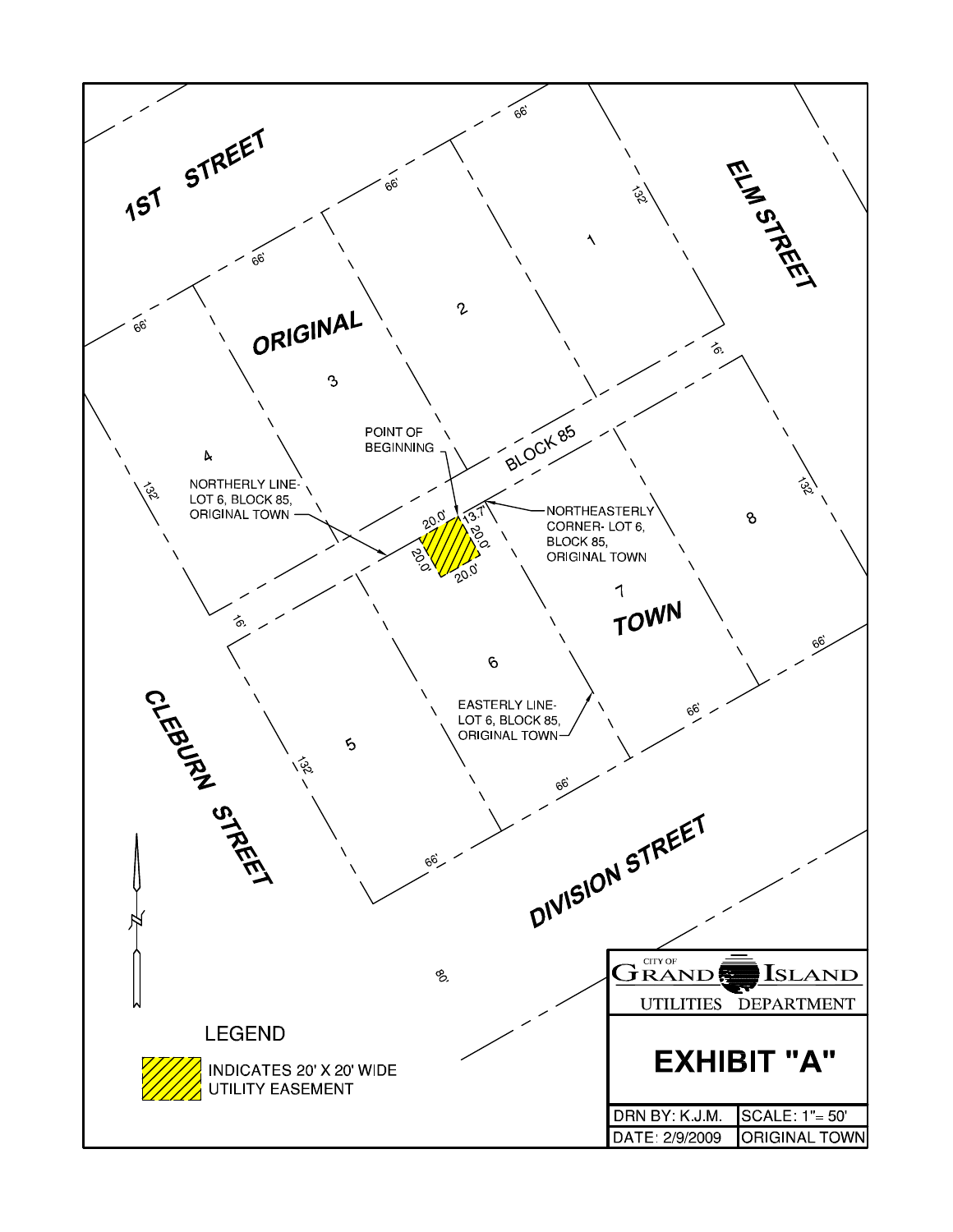1ST STREET

ELM STREET

CLEBURN STREET

DIVISION STREET

ORIGINAL

TOWN

BLOCK 85

1

2

3

4

5

6

7

8

66'

66'

66'

66'

66'

66'

66'

66'

132'

132'

132'

132'

16'

16'

80'

POINT OF BEGINNING

NORTHERLY LINE- LOT 6, BLOCK 85, ORIGINAL TOWN

NORTHEASTERLY CORNER- LOT 6, BLOCK 85, ORIGINAL TOWN

EASTERLY LINE- LOT 6, BLOCK 85, ORIGINAL TOWN

20.0'

13.7'

20.0'

20.0'

20.0'

LEGEND

INDICATES 20' X 20' WIDE UTILITY EASEMENT

CITY OF GRAND ISLAND

UTILITIES DEPARTMENT

# EXHIBIT "A"

| | |
|---|---|
| DRN BY: K.J.M. | SCALE: 1"= 50' |
| DATE: 2/9/2009 | ORIGINAL TOWN |